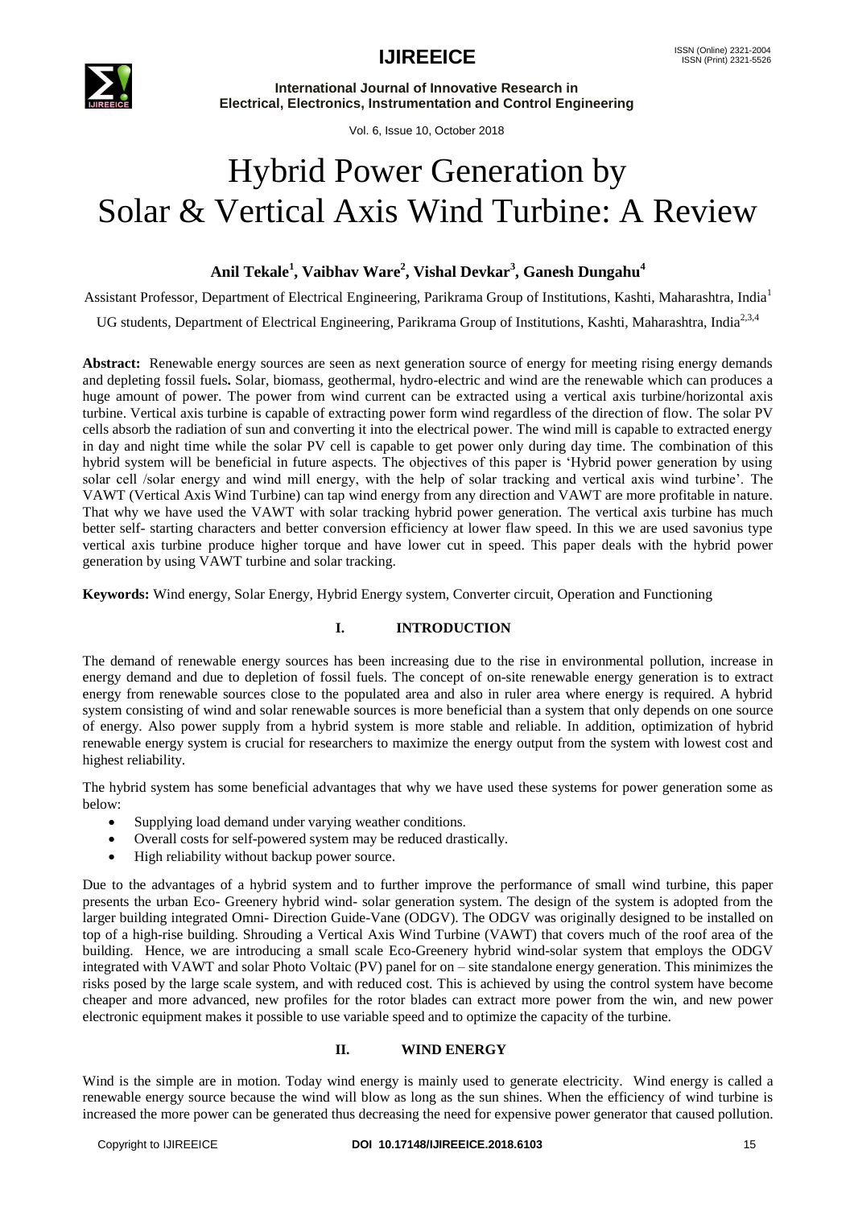# Hybrid Power Generation by Solar & Vertical Axis Wind Turbine: A Review

**Anil Tekale[1], Vaibhav Ware[2], Vishal Devkar[3], Ganesh Dungahu[4]**

Assistant Professor, Department of Electrical Engineering, Parikrama Group of Institutions, Kashti, Maharashtra, India[1]

UG students, Department of Electrical Engineering, Parikrama Group of Institutions, Kashti, Maharashtra, India[2,3,4]

**Abstract:** Renewable energy sources are seen as next generation source of energy for meeting rising energy demands and depleting fossil fuels**.** Solar, biomass, geothermal, hydro-electric and wind are the renewable which can produces a huge amount of power. The power from wind current can be extracted using a vertical axis turbine/horizontal axis turbine. Vertical axis turbine is capable of extracting power form wind regardless of the direction of flow. The solar PV cells absorb the radiation of sun and converting it into the electrical power. The wind mill is capable to extracted energy in day and night time while the solar PV cell is capable to get power only during day time. The combination of this hybrid system will be beneficial in future aspects. The objectives of this paper is 'Hybrid power generation by using solar cell /solar energy and wind mill energy, with the help of solar tracking and vertical axis wind turbine'. The VAWT (Vertical Axis Wind Turbine) can tap wind energy from any direction and VAWT are more profitable in nature. That why we have used the VAWT with solar tracking hybrid power generation. The vertical axis turbine has much better self- starting characters and better conversion efficiency at lower flaw speed. In this we are used savonius type vertical axis turbine produce higher torque and have lower cut in speed. This paper deals with the hybrid power generation by using VAWT turbine and solar tracking.

**Keywords:** Wind energy, Solar Energy, Hybrid Energy system, Converter circuit, Operation and Functioning

## I. INTRODUCTION

The demand of renewable energy sources has been increasing due to the rise in environmental pollution, increase in energy demand and due to depletion of fossil fuels. The concept of on-site renewable energy generation is to extract energy from renewable sources close to the populated area and also in ruler area where energy is required. A hybrid system consisting of wind and solar renewable sources is more beneficial than a system that only depends on one source of energy. Also power supply from a hybrid system is more stable and reliable. In addition, optimization of hybrid renewable energy system is crucial for researchers to maximize the energy output from the system with lowest cost and highest reliability.

The hybrid system has some beneficial advantages that why we have used these systems for power generation some as below:

- Supplying load demand under varying weather conditions.
- Overall costs for self-powered system may be reduced drastically.
- High reliability without backup power source.

Due to the advantages of a hybrid system and to further improve the performance of small wind turbine, this paper presents the urban Eco- Greenery hybrid wind- solar generation system. The design of the system is adopted from the larger building integrated Omni- Direction Guide-Vane (ODGV). The ODGV was originally designed to be installed on top of a high-rise building. Shrouding a Vertical Axis Wind Turbine (VAWT) that covers much of the roof area of the building. Hence, we are introducing a small scale Eco-Greenery hybrid wind-solar system that employs the ODGV integrated with VAWT and solar Photo Voltaic (PV) panel for on – site standalone energy generation. This minimizes the risks posed by the large scale system, and with reduced cost. This is achieved by using the control system have become cheaper and more advanced, new profiles for the rotor blades can extract more power from the win, and new power electronic equipment makes it possible to use variable speed and to optimize the capacity of the turbine.

## II. WIND ENERGY

Wind is the simple are in motion. Today wind energy is mainly used to generate electricity. Wind energy is called a renewable energy source because the wind will blow as long as the sun shines. When the efficiency of wind turbine is increased the more power can be generated thus decreasing the need for expensive power generator that caused pollution.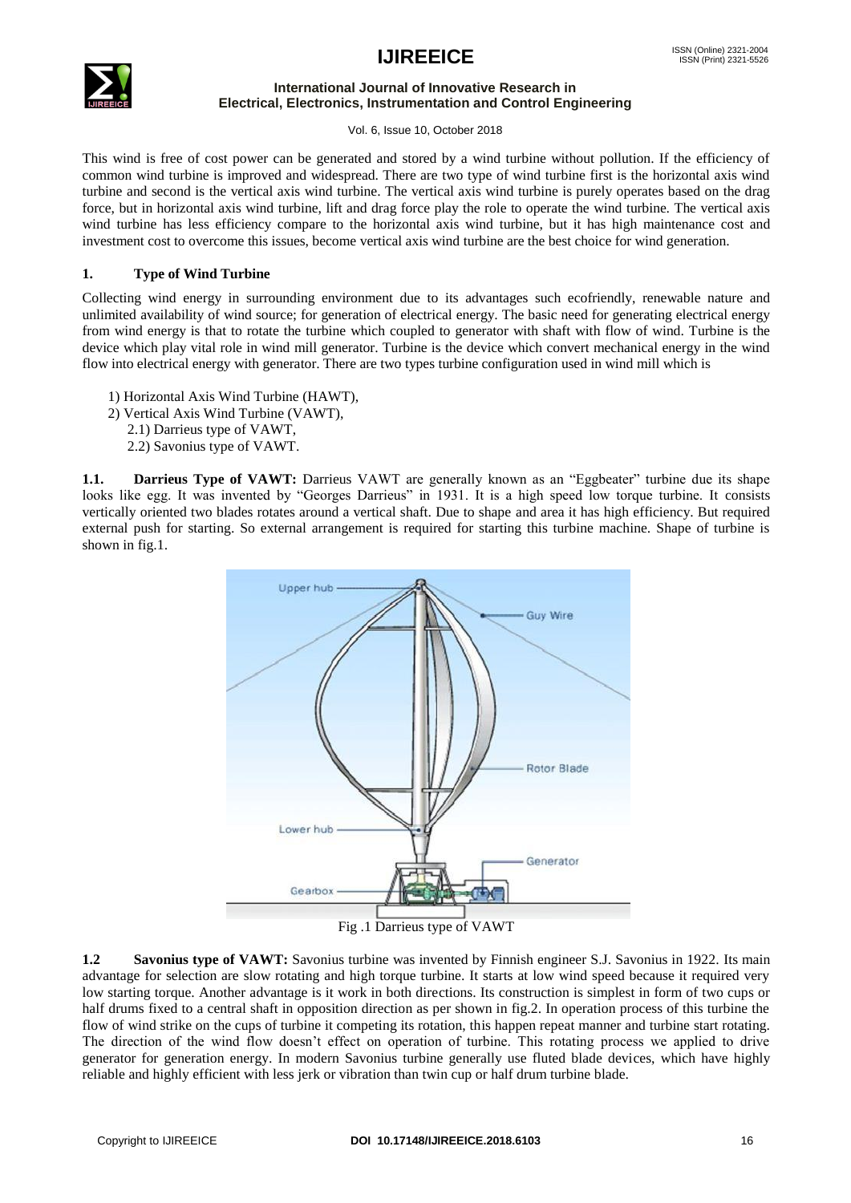This wind is free of cost power can be generated and stored by a wind turbine without pollution. If the efficiency of common wind turbine is improved and widespread. There are two type of wind turbine first is the horizontal axis wind turbine and second is the vertical axis wind turbine. The vertical axis wind turbine is purely operates based on the drag force, but in horizontal axis wind turbine, lift and drag force play the role to operate the wind turbine. The vertical axis wind turbine has less efficiency compare to the horizontal axis wind turbine, but it has high maintenance cost and investment cost to overcome this issues, become vertical axis wind turbine are the best choice for wind generation.

## 1. Type of Wind Turbine

Collecting wind energy in surrounding environment due to its advantages such ecofriendly, renewable nature and unlimited availability of wind source; for generation of electrical energy. The basic need for generating electrical energy from wind energy is that to rotate the turbine which coupled to generator with shaft with flow of wind. Turbine is the device which play vital role in wind mill generator. Turbine is the device which convert mechanical energy in the wind flow into electrical energy with generator. There are two types turbine configuration used in wind mill which is

1) Horizontal Axis Wind Turbine (HAWT),
2) Vertical Axis Wind Turbine (VAWT),
   2.1) Darrieus type of VAWT,
   2.2) Savonius type of VAWT.

**1.1. Darrieus Type of VAWT:** Darrieus VAWT are generally known as an "Eggbeater" turbine due its shape looks like egg. It was invented by "Georges Darrieus" in 1931. It is a high speed low torque turbine. It consists vertically oriented two blades rotates around a vertical shaft. Due to shape and area it has high efficiency. But required external push for starting. So external arrangement is required for starting this turbine machine. Shape of turbine is shown in fig.1.

Fig .1 Darrieus type of VAWT

**1.2 Savonius type of VAWT:** Savonius turbine was invented by Finnish engineer S.J. Savonius in 1922. Its main advantage for selection are slow rotating and high torque turbine. It starts at low wind speed because it required very low starting torque. Another advantage is it work in both directions. Its construction is simplest in form of two cups or half drums fixed to a central shaft in opposition direction as per shown in fig.2. In operation process of this turbine the flow of wind strike on the cups of turbine it competing its rotation, this happen repeat manner and turbine start rotating. The direction of the wind flow doesn't effect on operation of turbine. This rotating process we applied to drive generator for generation energy. In modern Savonius turbine generally use fluted blade devices, which have highly reliable and highly efficient with less jerk or vibration than twin cup or half drum turbine blade.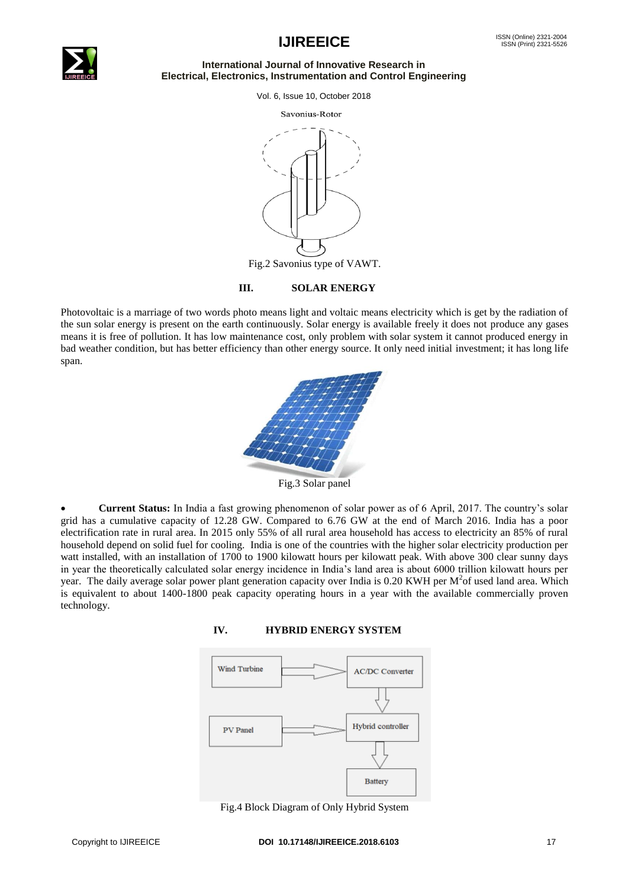Savonius-Rotor

Fig.2 Savonius type of VAWT.

## III. SOLAR ENERGY

Photovoltaic is a marriage of two words photo means light and voltaic means electricity which is get by the radiation of the sun solar energy is present on the earth continuously. Solar energy is available freely it does not produce any gases means it is free of pollution. It has low maintenance cost, only problem with solar system it cannot produced energy in bad weather condition, but has better efficiency than other energy source. It only need initial investment; it has long life span.

Fig.3 Solar panel

- **Current Status:** In India a fast growing phenomenon of solar power as of 6 April, 2017. The country's solar grid has a cumulative capacity of 12.28 GW. Compared to 6.76 GW at the end of March 2016. India has a poor electrification rate in rural area. In 2015 only 55% of all rural area household has access to electricity an 85% of rural household depend on solid fuel for cooling. India is one of the countries with the higher solar electricity production per watt installed, with an installation of 1700 to 1900 kilowatt hours per kilowatt peak. With above 300 clear sunny days in year the theoretically calculated solar energy incidence in India's land area is about 6000 trillion kilowatt hours per year. The daily average solar power plant generation capacity over India is 0.20 KWH per $M^2$of used land area. Which is equivalent to about 1400-1800 peak capacity operating hours in a year with the available commercially proven technology.

## IV. HYBRID ENERGY SYSTEM

Wind Turbine → AC/DC Converter → Hybrid controller → Battery

PV Panel → Hybrid controller

Fig.4 Block Diagram of Only Hybrid System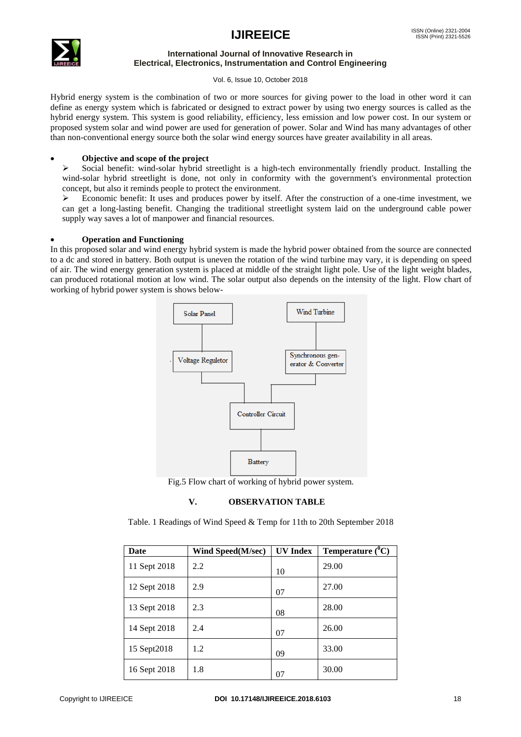Hybrid energy system is the combination of two or more sources for giving power to the load in other word it can define as energy system which is fabricated or designed to extract power by using two energy sources is called as the hybrid energy system. This system is good reliability, efficiency, less emission and low power cost. In our system or proposed system solar and wind power are used for generation of power. Solar and Wind has many advantages of other than non-conventional energy source both the solar wind energy sources have greater availability in all areas.

- **Objective and scope of the project**

  - Social benefit: wind-solar hybrid streetlight is a high-tech environmentally friendly product. Installing the wind-solar hybrid streetlight is done, not only in conformity with the government's environmental protection concept, but also it reminds people to protect the environment.
  - Economic benefit: It uses and produces power by itself. After the construction of a one-time investment, we can get a long-lasting benefit. Changing the traditional streetlight system laid on the underground cable power supply way saves a lot of manpower and financial resources.

- **Operation and Functioning**

In this proposed solar and wind energy hybrid system is made the hybrid power obtained from the source are connected to a dc and stored in battery. Both output is uneven the rotation of the wind turbine may vary, it is depending on speed of air. The wind energy generation system is placed at middle of the straight light pole. Use of the light weight blades, can produced rotational motion at low wind. The solar output also depends on the intensity of the light. Flow chart of working of hybrid power system is shows below-

Solar Panel → Voltage Reguletor → Controller Circuit

Wind Turbine → Synchronous generator & Converter → Controller Circuit

Controller Circuit → Battery

Fig.5 Flow chart of working of hybrid power system.

## V. OBSERVATION TABLE

Table. 1 Readings of Wind Speed & Temp for 11th to 20th September 2018

| Date | Wind Speed(M/sec) | UV Index | Temperature ($^0$C) |
|---|---|---|---|
| 11 Sept 2018 | 2.2 | 10 | 29.00 |
| 12 Sept 2018 | 2.9 | 07 | 27.00 |
| 13 Sept 2018 | 2.3 | 08 | 28.00 |
| 14 Sept 2018 | 2.4 | 07 | 26.00 |
| 15 Sept2018 | 1.2 | 09 | 33.00 |
| 16 Sept 2018 | 1.8 | 07 | 30.00 |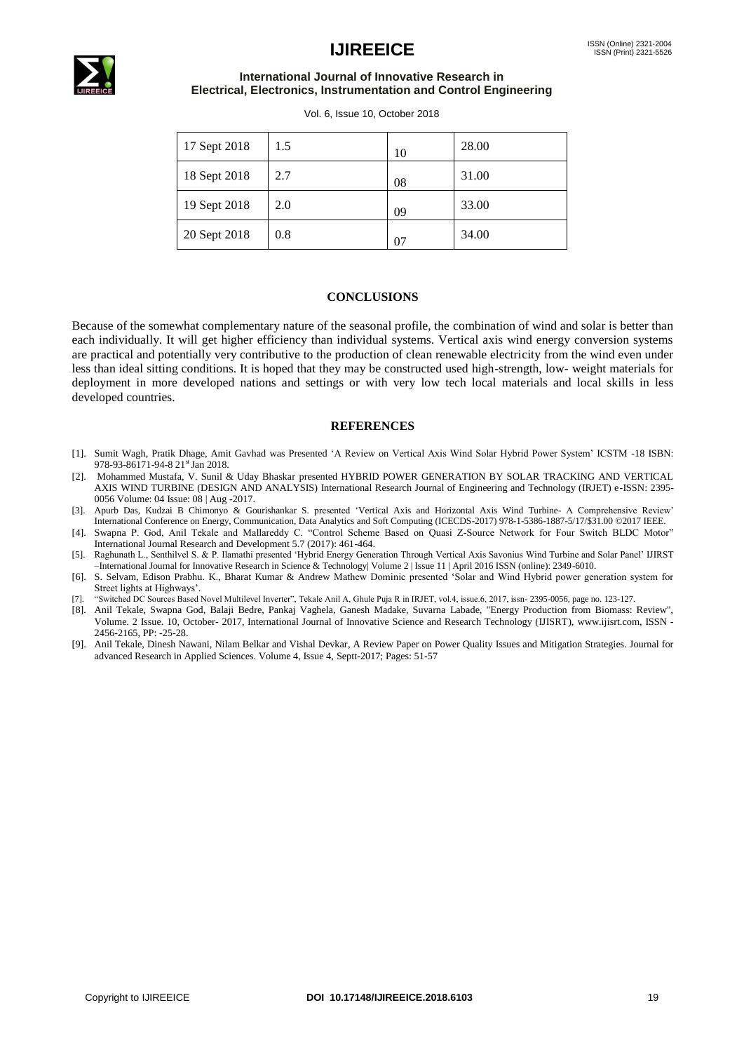| | | | |
|---|---|---|---|
| 17 Sept 2018 | 1.5 | 10 | 28.00 |
| 18 Sept 2018 | 2.7 | 08 | 31.00 |
| 19 Sept 2018 | 2.0 | 09 | 33.00 |
| 20 Sept 2018 | 0.8 | 07 | 34.00 |

## CONCLUSIONS

Because of the somewhat complementary nature of the seasonal profile, the combination of wind and solar is better than each individually. It will get higher efficiency than individual systems. Vertical axis wind energy conversion systems are practical and potentially very contributive to the production of clean renewable electricity from the wind even under less than ideal sitting conditions. It is hoped that they may be constructed used high-strength, low- weight materials for deployment in more developed nations and settings or with very low tech local materials and local skills in less developed countries.

## REFERENCES

[1]. Sumit Wagh, Pratik Dhage, Amit Gavhad was Presented 'A Review on Vertical Axis Wind Solar Hybrid Power System' ICSTM -18 ISBN: 978-93-86171-94-8 21st Jan 2018.

[2]. Mohammed Mustafa, V. Sunil & Uday Bhaskar presented HYBRID POWER GENERATION BY SOLAR TRACKING AND VERTICAL AXIS WIND TURBINE (DESIGN AND ANALYSIS) International Research Journal of Engineering and Technology (IRJET) e-ISSN: 2395-0056 Volume: 04 Issue: 08 | Aug -2017.

[3]. Apurb Das, Kudzai B Chimonyo & Gourishankar S. presented 'Vertical Axis and Horizontal Axis Wind Turbine- A Comprehensive Review' International Conference on Energy, Communication, Data Analytics and Soft Computing (ICECDS-2017) 978-1-5386-1887-5/17/$31.00 ©2017 IEEE.

[4]. Swapna P. God, Anil Tekale and Mallareddy C. "Control Scheme Based on Quasi Z-Source Network for Four Switch BLDC Motor" International Journal Research and Development 5.7 (2017): 461-464.

[5]. Raghunath L., Senthilvel S. & P. Ilamathi presented 'Hybrid Energy Generation Through Vertical Axis Savonius Wind Turbine and Solar Panel' IJIRST –International Journal for Innovative Research in Science & Technology| Volume 2 | Issue 11 | April 2016 ISSN (online): 2349-6010.

[6]. S. Selvam, Edison Prabhu. K., Bharat Kumar & Andrew Mathew Dominic presented 'Solar and Wind Hybrid power generation system for Street lights at Highways'.

[7]. "Switched DC Sources Based Novel Multilevel Inverter", Tekale Anil A, Ghule Puja R in IRJET, vol.4, issue.6, 2017, issn- 2395-0056, page no. 123-127.

[8]. Anil Tekale, Swapna God, Balaji Bedre, Pankaj Vaghela, Ganesh Madake, Suvarna Labade, "Energy Production from Biomass: Review", Volume. 2 Issue. 10, October- 2017, International Journal of Innovative Science and Research Technology (IJISRT), www.ijisrt.com, ISSN - 2456-2165, PP: -25-28.

[9]. Anil Tekale, Dinesh Nawani, Nilam Belkar and Vishal Devkar, A Review Paper on Power Quality Issues and Mitigation Strategies. Journal for advanced Research in Applied Sciences. Volume 4, Issue 4, Septt-2017; Pages: 51-57